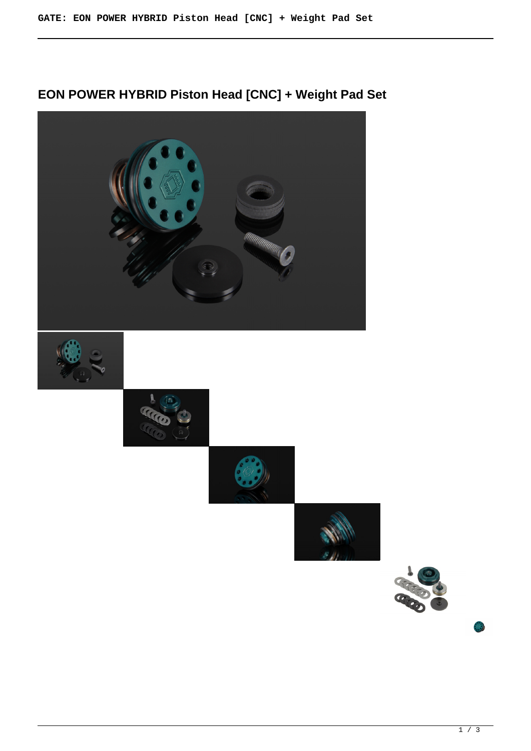# EON POWER HYBRID Piston Head [CNC] + Weight Pad Set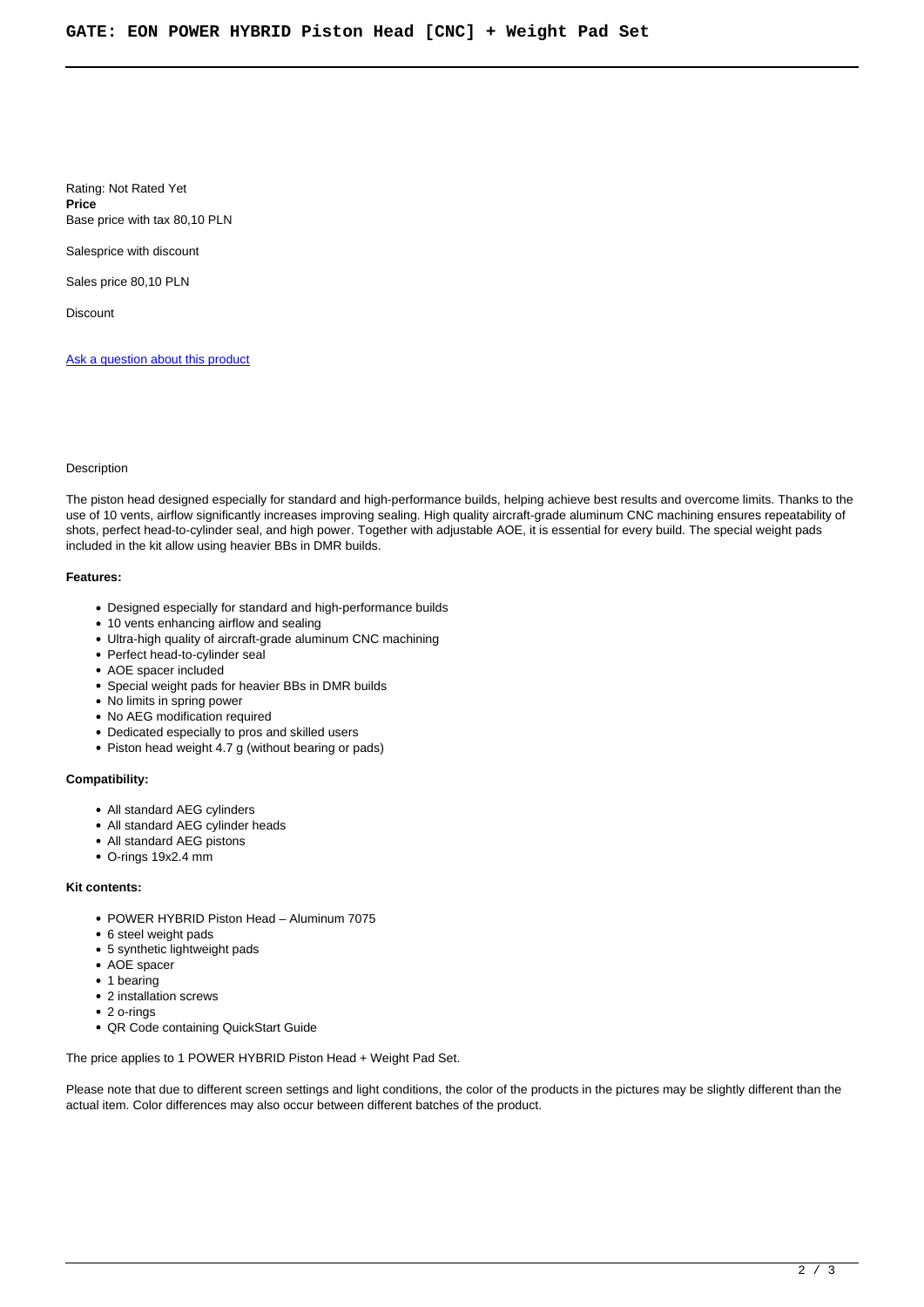# GATE: EON POWER HYBRID Piston Head [CNC] + Weight Pad Set

Rating: Not Rated Yet
**Price**
Base price with tax 80,10 PLN

Salesprice with discount

Sales price 80,10 PLN

Discount

Ask a question about this product

Description

The piston head designed especially for standard and high-performance builds, helping achieve best results and overcome limits. Thanks to the use of 10 vents, airflow significantly increases improving sealing. High quality aircraft-grade aluminum CNC machining ensures repeatability of shots, perfect head-to-cylinder seal, and high power. Together with adjustable AOE, it is essential for every build. The special weight pads included in the kit allow using heavier BBs in DMR builds.

**Features:**

- Designed especially for standard and high-performance builds
- 10 vents enhancing airflow and sealing
- Ultra-high quality of aircraft-grade aluminum CNC machining
- Perfect head-to-cylinder seal
- AOE spacer included
- Special weight pads for heavier BBs in DMR builds
- No limits in spring power
- No AEG modification required
- Dedicated especially to pros and skilled users
- Piston head weight 4.7 g (without bearing or pads)

**Compatibility:**

- All standard AEG cylinders
- All standard AEG cylinder heads
- All standard AEG pistons
- O-rings 19x2.4 mm

**Kit contents:**

- POWER HYBRID Piston Head – Aluminum 7075
- 6 steel weight pads
- 5 synthetic lightweight pads
- AOE spacer
- 1 bearing
- 2 installation screws
- 2 o-rings
- QR Code containing QuickStart Guide

The price applies to 1 POWER HYBRID Piston Head + Weight Pad Set.

Please note that due to different screen settings and light conditions, the color of the products in the pictures may be slightly different than the actual item. Color differences may also occur between different batches of the product.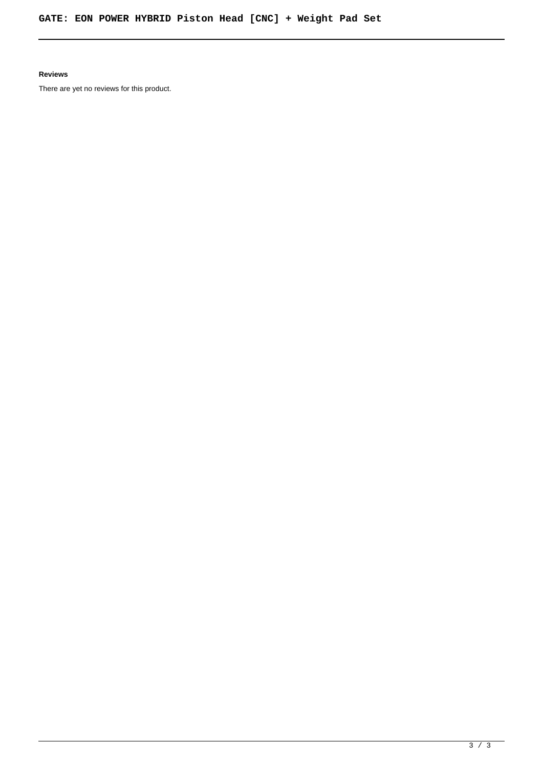**Reviews**

There are yet no reviews for this product.